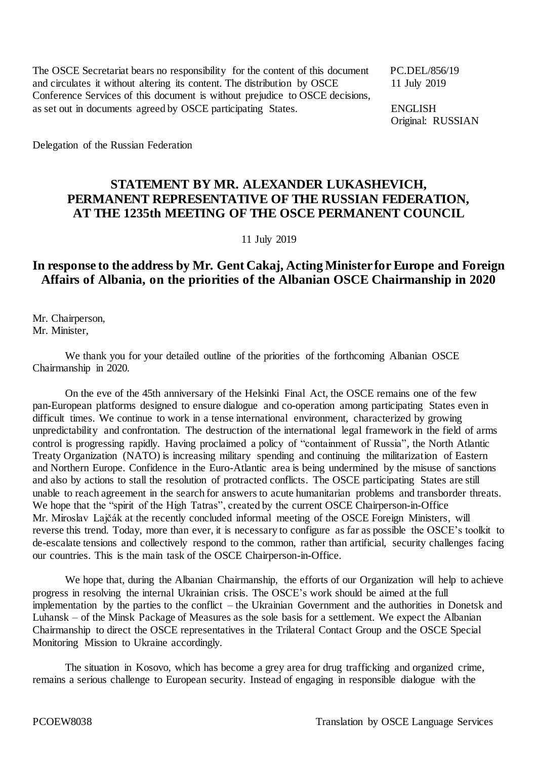The OSCE Secretariat bears no responsibility for the content of this document and circulates it without altering its content. The distribution by OSCE Conference Services of this document is without prejudice to OSCE decisions, as set out in documents agreed by OSCE participating States.

PC.DEL/856/19
11 July 2019

ENGLISH
Original: RUSSIAN

Delegation of the Russian Federation

## STATEMENT BY MR. ALEXANDER LUKASHEVICH, PERMANENT REPRESENTATIVE OF THE RUSSIAN FEDERATION, AT THE 1235th MEETING OF THE OSCE PERMANENT COUNCIL

11 July 2019

### In response to the address by Mr. Gent Cakaj, Acting Minister for Europe and Foreign Affairs of Albania, on the priorities of the Albanian OSCE Chairmanship in 2020

Mr. Chairperson,
Mr. Minister,

We thank you for your detailed outline of the priorities of the forthcoming Albanian OSCE Chairmanship in 2020.

On the eve of the 45th anniversary of the Helsinki Final Act, the OSCE remains one of the few pan-European platforms designed to ensure dialogue and co-operation among participating States even in difficult times. We continue to work in a tense international environment, characterized by growing unpredictability and confrontation. The destruction of the international legal framework in the field of arms control is progressing rapidly. Having proclaimed a policy of "containment of Russia", the North Atlantic Treaty Organization (NATO) is increasing military spending and continuing the militarization of Eastern and Northern Europe. Confidence in the Euro-Atlantic area is being undermined by the misuse of sanctions and also by actions to stall the resolution of protracted conflicts. The OSCE participating States are still unable to reach agreement in the search for answers to acute humanitarian problems and transborder threats. We hope that the "spirit of the High Tatras", created by the current OSCE Chairperson-in-Office Mr. Miroslav Lajčák at the recently concluded informal meeting of the OSCE Foreign Ministers, will reverse this trend. Today, more than ever, it is necessary to configure as far as possible the OSCE's toolkit to de-escalate tensions and collectively respond to the common, rather than artificial, security challenges facing our countries. This is the main task of the OSCE Chairperson-in-Office.

We hope that, during the Albanian Chairmanship, the efforts of our Organization will help to achieve progress in resolving the internal Ukrainian crisis. The OSCE's work should be aimed at the full implementation by the parties to the conflict – the Ukrainian Government and the authorities in Donetsk and Luhansk – of the Minsk Package of Measures as the sole basis for a settlement. We expect the Albanian Chairmanship to direct the OSCE representatives in the Trilateral Contact Group and the OSCE Special Monitoring Mission to Ukraine accordingly.

The situation in Kosovo, which has become a grey area for drug trafficking and organized crime, remains a serious challenge to European security. Instead of engaging in responsible dialogue with the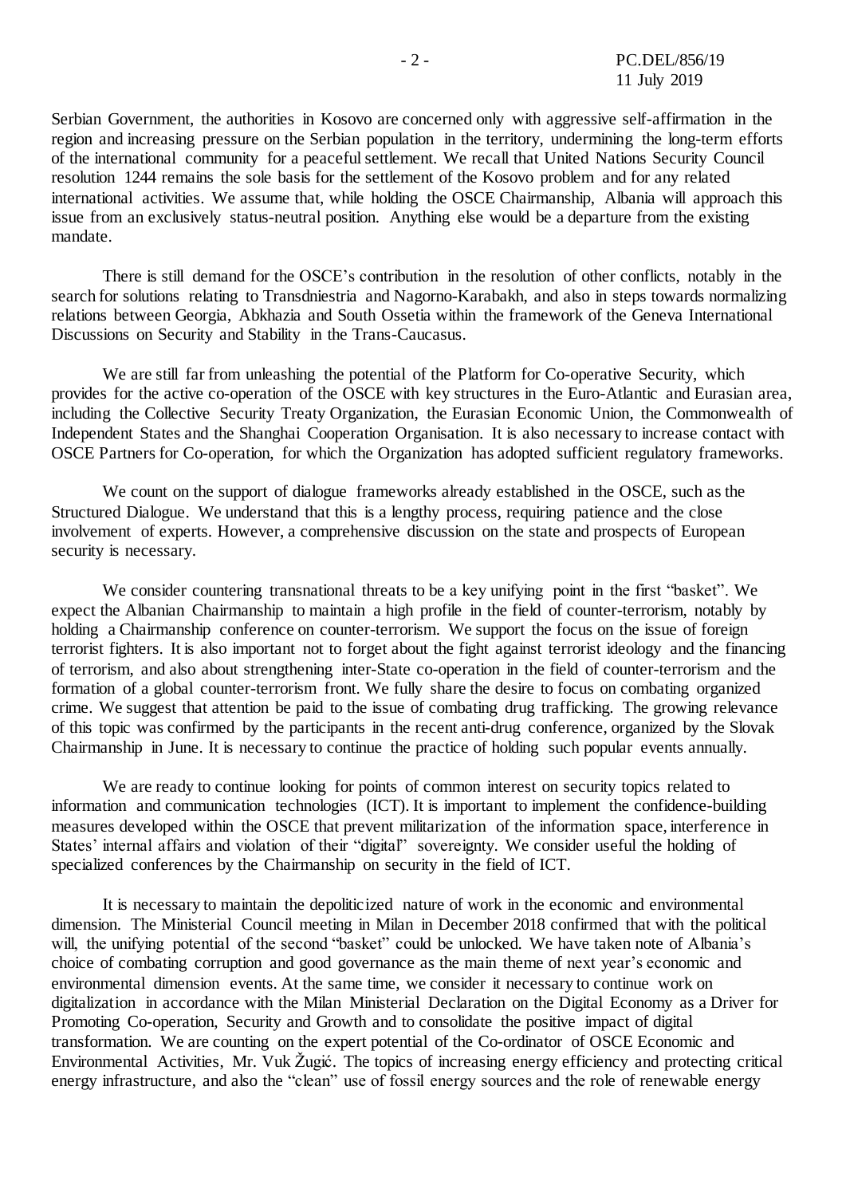Serbian Government, the authorities in Kosovo are concerned only with aggressive self-affirmation in the region and increasing pressure on the Serbian population in the territory, undermining the long-term efforts of the international community for a peaceful settlement. We recall that United Nations Security Council resolution 1244 remains the sole basis for the settlement of the Kosovo problem and for any related international activities. We assume that, while holding the OSCE Chairmanship, Albania will approach this issue from an exclusively status-neutral position. Anything else would be a departure from the existing mandate.

There is still demand for the OSCE's contribution in the resolution of other conflicts, notably in the search for solutions relating to Transdniestria and Nagorno-Karabakh, and also in steps towards normalizing relations between Georgia, Abkhazia and South Ossetia within the framework of the Geneva International Discussions on Security and Stability in the Trans-Caucasus.

We are still far from unleashing the potential of the Platform for Co-operative Security, which provides for the active co-operation of the OSCE with key structures in the Euro-Atlantic and Eurasian area, including the Collective Security Treaty Organization, the Eurasian Economic Union, the Commonwealth of Independent States and the Shanghai Cooperation Organisation. It is also necessary to increase contact with OSCE Partners for Co-operation, for which the Organization has adopted sufficient regulatory frameworks.

We count on the support of dialogue frameworks already established in the OSCE, such as the Structured Dialogue. We understand that this is a lengthy process, requiring patience and the close involvement of experts. However, a comprehensive discussion on the state and prospects of European security is necessary.

We consider countering transnational threats to be a key unifying point in the first "basket". We expect the Albanian Chairmanship to maintain a high profile in the field of counter-terrorism, notably by holding a Chairmanship conference on counter-terrorism. We support the focus on the issue of foreign terrorist fighters. It is also important not to forget about the fight against terrorist ideology and the financing of terrorism, and also about strengthening inter-State co-operation in the field of counter-terrorism and the formation of a global counter-terrorism front. We fully share the desire to focus on combating organized crime. We suggest that attention be paid to the issue of combating drug trafficking. The growing relevance of this topic was confirmed by the participants in the recent anti-drug conference, organized by the Slovak Chairmanship in June. It is necessary to continue the practice of holding such popular events annually.

We are ready to continue looking for points of common interest on security topics related to information and communication technologies (ICT). It is important to implement the confidence-building measures developed within the OSCE that prevent militarization of the information space, interference in States' internal affairs and violation of their "digital" sovereignty. We consider useful the holding of specialized conferences by the Chairmanship on security in the field of ICT.

It is necessary to maintain the depoliticized nature of work in the economic and environmental dimension. The Ministerial Council meeting in Milan in December 2018 confirmed that with the political will, the unifying potential of the second "basket" could be unlocked. We have taken note of Albania's choice of combating corruption and good governance as the main theme of next year's economic and environmental dimension events. At the same time, we consider it necessary to continue work on digitalization in accordance with the Milan Ministerial Declaration on the Digital Economy as a Driver for Promoting Co-operation, Security and Growth and to consolidate the positive impact of digital transformation. We are counting on the expert potential of the Co-ordinator of OSCE Economic and Environmental Activities, Mr. Vuk Žugić. The topics of increasing energy efficiency and protecting critical energy infrastructure, and also the "clean" use of fossil energy sources and the role of renewable energy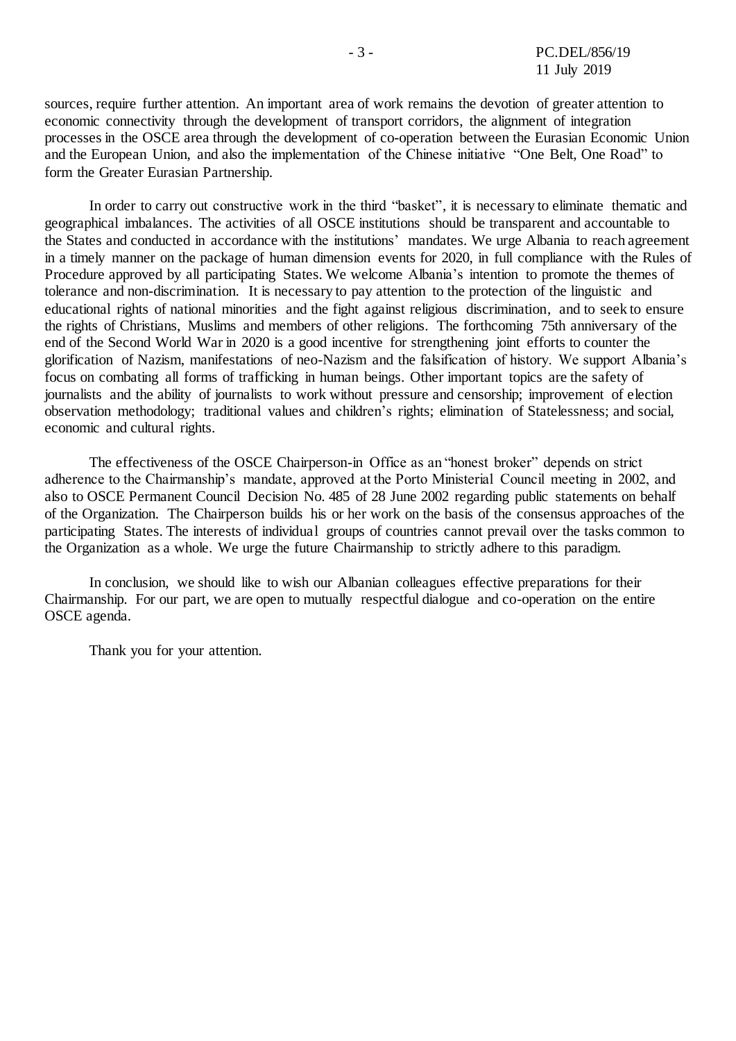sources, require further attention. An important area of work remains the devotion of greater attention to economic connectivity through the development of transport corridors, the alignment of integration processes in the OSCE area through the development of co-operation between the Eurasian Economic Union and the European Union, and also the implementation of the Chinese initiative "One Belt, One Road" to form the Greater Eurasian Partnership.

In order to carry out constructive work in the third "basket", it is necessary to eliminate thematic and geographical imbalances. The activities of all OSCE institutions should be transparent and accountable to the States and conducted in accordance with the institutions' mandates. We urge Albania to reach agreement in a timely manner on the package of human dimension events for 2020, in full compliance with the Rules of Procedure approved by all participating States. We welcome Albania's intention to promote the themes of tolerance and non-discrimination. It is necessary to pay attention to the protection of the linguistic and educational rights of national minorities and the fight against religious discrimination, and to seek to ensure the rights of Christians, Muslims and members of other religions. The forthcoming 75th anniversary of the end of the Second World War in 2020 is a good incentive for strengthening joint efforts to counter the glorification of Nazism, manifestations of neo-Nazism and the falsification of history. We support Albania's focus on combating all forms of trafficking in human beings. Other important topics are the safety of journalists and the ability of journalists to work without pressure and censorship; improvement of election observation methodology; traditional values and children's rights; elimination of Statelessness; and social, economic and cultural rights.

The effectiveness of the OSCE Chairperson-in Office as an "honest broker" depends on strict adherence to the Chairmanship's mandate, approved at the Porto Ministerial Council meeting in 2002, and also to OSCE Permanent Council Decision No. 485 of 28 June 2002 regarding public statements on behalf of the Organization. The Chairperson builds his or her work on the basis of the consensus approaches of the participating States. The interests of individual groups of countries cannot prevail over the tasks common to the Organization as a whole. We urge the future Chairmanship to strictly adhere to this paradigm.

In conclusion, we should like to wish our Albanian colleagues effective preparations for their Chairmanship. For our part, we are open to mutually respectful dialogue and co-operation on the entire OSCE agenda.

Thank you for your attention.